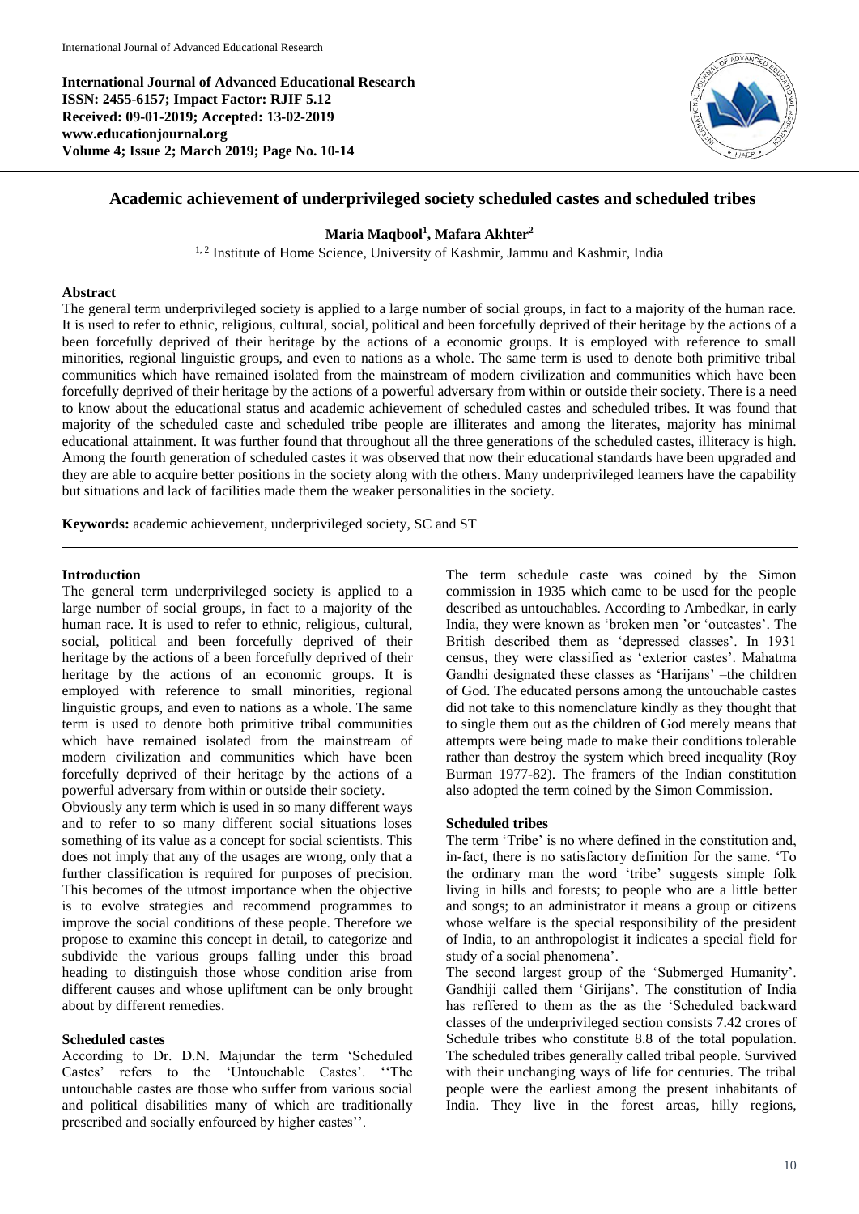**International Journal of Advanced Educational Research**
**ISSN: 2455-6157; Impact Factor: RJIF 5.12**
**Received: 09-01-2019; Accepted: 13-02-2019**
**www.educationjournal.org**
**Volume 4; Issue 2; March 2019; Page No. 10-14**

# Academic achievement of underprivileged society scheduled castes and scheduled tribes

**Maria Maqbool[1], Mafara Akhter[2]**

[1, 2] Institute of Home Science, University of Kashmir, Jammu and Kashmir, India

## Abstract

The general term underprivileged society is applied to a large number of social groups, in fact to a majority of the human race. It is used to refer to ethnic, religious, cultural, social, political and been forcefully deprived of their heritage by the actions of a been forcefully deprived of their heritage by the actions of a economic groups. It is employed with reference to small minorities, regional linguistic groups, and even to nations as a whole. The same term is used to denote both primitive tribal communities which have remained isolated from the mainstream of modern civilization and communities which have been forcefully deprived of their heritage by the actions of a powerful adversary from within or outside their society. There is a need to know about the educational status and academic achievement of scheduled castes and scheduled tribes. It was found that majority of the scheduled caste and scheduled tribe people are illiterates and among the literates, majority has minimal educational attainment. It was further found that throughout all the three generations of the scheduled castes, illiteracy is high. Among the fourth generation of scheduled castes it was observed that now their educational standards have been upgraded and they are able to acquire better positions in the society along with the others. Many underprivileged learners have the capability but situations and lack of facilities made them the weaker personalities in the society.

**Keywords:** academic achievement, underprivileged society, SC and ST

## Introduction

The general term underprivileged society is applied to a large number of social groups, in fact to a majority of the human race. It is used to refer to ethnic, religious, cultural, social, political and been forcefully deprived of their heritage by the actions of a been forcefully deprived of their heritage by the actions of an economic groups. It is employed with reference to small minorities, regional linguistic groups, and even to nations as a whole. The same term is used to denote both primitive tribal communities which have remained isolated from the mainstream of modern civilization and communities which have been forcefully deprived of their heritage by the actions of a powerful adversary from within or outside their society.

Obviously any term which is used in so many different ways and to refer to so many different social situations loses something of its value as a concept for social scientists. This does not imply that any of the usages are wrong, only that a further classification is required for purposes of precision. This becomes of the utmost importance when the objective is to evolve strategies and recommend programmes to improve the social conditions of these people. Therefore we propose to examine this concept in detail, to categorize and subdivide the various groups falling under this broad heading to distinguish those whose condition arise from different causes and whose upliftment can be only brought about by different remedies.

### Scheduled castes

According to Dr. D.N. Majundar the term 'Scheduled Castes' refers to the 'Untouchable Castes'. ''The untouchable castes are those who suffer from various social and political disabilities many of which are traditionally prescribed and socially enfourced by higher castes''.

The term schedule caste was coined by the Simon commission in 1935 which came to be used for the people described as untouchables. According to Ambedkar, in early India, they were known as 'broken men 'or 'outcastes'. The British described them as 'depressed classes'. In 1931 census, they were classified as 'exterior castes'. Mahatma Gandhi designated these classes as 'Harijans' –the children of God. The educated persons among the untouchable castes did not take to this nomenclature kindly as they thought that to single them out as the children of God merely means that attempts were being made to make their conditions tolerable rather than destroy the system which breed inequality (Roy Burman 1977-82). The framers of the Indian constitution also adopted the term coined by the Simon Commission.

### Scheduled tribes

The term 'Tribe' is no where defined in the constitution and, in-fact, there is no satisfactory definition for the same. 'To the ordinary man the word 'tribe' suggests simple folk living in hills and forests; to people who are a little better and songs; to an administrator it means a group or citizens whose welfare is the special responsibility of the president of India, to an anthropologist it indicates a special field for study of a social phenomena'.

The second largest group of the 'Submerged Humanity'. Gandhiji called them 'Girijans'. The constitution of India has reffered to them as the as the 'Scheduled backward classes of the underprivileged section consists 7.42 crores of Schedule tribes who constitute 8.8 of the total population. The scheduled tribes generally called tribal people. Survived with their unchanging ways of life for centuries. The tribal people were the earliest among the present inhabitants of India. They live in the forest areas, hilly regions,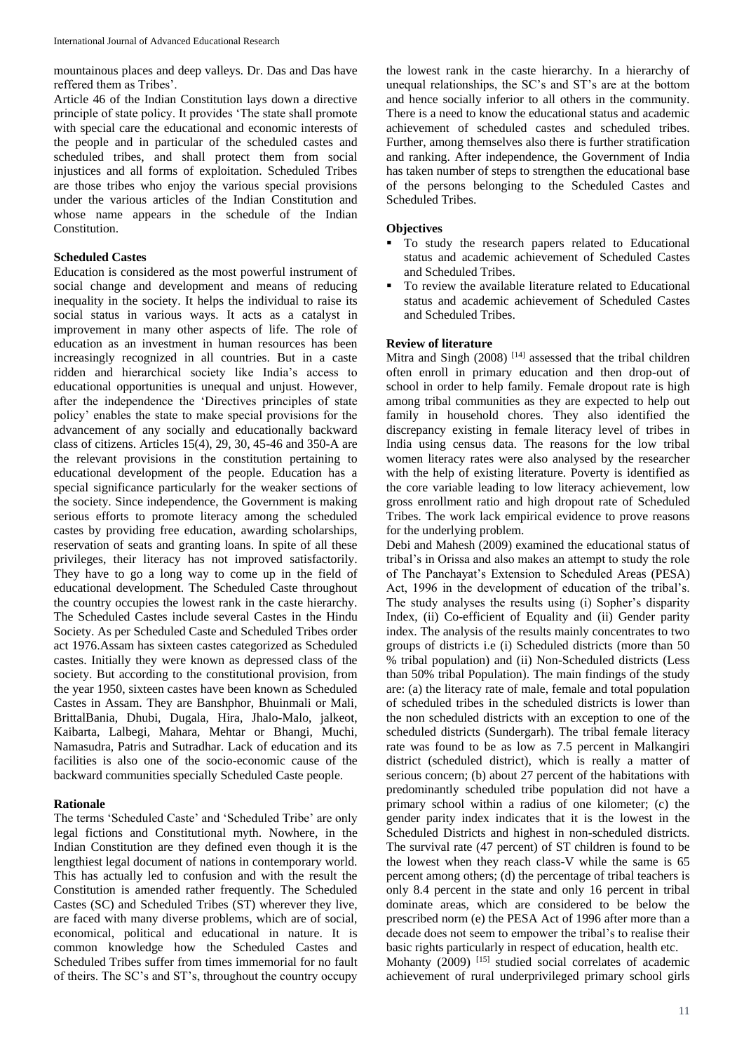mountainous places and deep valleys. Dr. Das and Das have reffered them as Tribes'.

Article 46 of the Indian Constitution lays down a directive principle of state policy. It provides 'The state shall promote with special care the educational and economic interests of the people and in particular of the scheduled castes and scheduled tribes, and shall protect them from social injustices and all forms of exploitation. Scheduled Tribes are those tribes who enjoy the various special provisions under the various articles of the Indian Constitution and whose name appears in the schedule of the Indian Constitution.

### Scheduled Castes

Education is considered as the most powerful instrument of social change and development and means of reducing inequality in the society. It helps the individual to raise its social status in various ways. It acts as a catalyst in improvement in many other aspects of life. The role of education as an investment in human resources has been increasingly recognized in all countries. But in a caste ridden and hierarchical society like India's access to educational opportunities is unequal and unjust. However, after the independence the 'Directives principles of state policy' enables the state to make special provisions for the advancement of any socially and educationally backward class of citizens. Articles 15(4), 29, 30, 45-46 and 350-A are the relevant provisions in the constitution pertaining to educational development of the people. Education has a special significance particularly for the weaker sections of the society. Since independence, the Government is making serious efforts to promote literacy among the scheduled castes by providing free education, awarding scholarships, reservation of seats and granting loans. In spite of all these privileges, their literacy has not improved satisfactorily. They have to go a long way to come up in the field of educational development. The Scheduled Caste throughout the country occupies the lowest rank in the caste hierarchy. The Scheduled Castes include several Castes in the Hindu Society. As per Scheduled Caste and Scheduled Tribes order act 1976.Assam has sixteen castes categorized as Scheduled castes. Initially they were known as depressed class of the society. But according to the constitutional provision, from the year 1950, sixteen castes have been known as Scheduled Castes in Assam. They are Banshphor, Bhuinmali or Mali, BrittalBania, Dhubi, Dugala, Hira, Jhalo-Malo, jalkeot, Kaibarta, Lalbegi, Mahara, Mehtar or Bhangi, Muchi, Namasudra, Patris and Sutradhar. Lack of education and its facilities is also one of the socio-economic cause of the backward communities specially Scheduled Caste people.

### Rationale

The terms 'Scheduled Caste' and 'Scheduled Tribe' are only legal fictions and Constitutional myth. Nowhere, in the Indian Constitution are they defined even though it is the lengthiest legal document of nations in contemporary world. This has actually led to confusion and with the result the Constitution is amended rather frequently. The Scheduled Castes (SC) and Scheduled Tribes (ST) wherever they live, are faced with many diverse problems, which are of social, economical, political and educational in nature. It is common knowledge how the Scheduled Castes and Scheduled Tribes suffer from times immemorial for no fault of theirs. The SC's and ST's, throughout the country occupy the lowest rank in the caste hierarchy. In a hierarchy of unequal relationships, the SC's and ST's are at the bottom and hence socially inferior to all others in the community. There is a need to know the educational status and academic achievement of scheduled castes and scheduled tribes. Further, among themselves also there is further stratification and ranking. After independence, the Government of India has taken number of steps to strengthen the educational base of the persons belonging to the Scheduled Castes and Scheduled Tribes.

### Objectives

- To study the research papers related to Educational status and academic achievement of Scheduled Castes and Scheduled Tribes.
- To review the available literature related to Educational status and academic achievement of Scheduled Castes and Scheduled Tribes.

### Review of literature

Mitra and Singh (2008) [14] assessed that the tribal children often enroll in primary education and then drop-out of school in order to help family. Female dropout rate is high among tribal communities as they are expected to help out family in household chores. They also identified the discrepancy existing in female literacy level of tribes in India using census data. The reasons for the low tribal women literacy rates were also analysed by the researcher with the help of existing literature. Poverty is identified as the core variable leading to low literacy achievement, low gross enrollment ratio and high dropout rate of Scheduled Tribes. The work lack empirical evidence to prove reasons for the underlying problem.

Debi and Mahesh (2009) examined the educational status of tribal's in Orissa and also makes an attempt to study the role of The Panchayat's Extension to Scheduled Areas (PESA) Act, 1996 in the development of education of the tribal's. The study analyses the results using (i) Sopher's disparity Index, (ii) Co-efficient of Equality and (ii) Gender parity index. The analysis of the results mainly concentrates to two groups of districts i.e (i) Scheduled districts (more than 50 % tribal population) and (ii) Non-Scheduled districts (Less than 50% tribal Population). The main findings of the study are: (a) the literacy rate of male, female and total population of scheduled tribes in the scheduled districts is lower than the non scheduled districts with an exception to one of the scheduled districts (Sundergarh). The tribal female literacy rate was found to be as low as 7.5 percent in Malkangiri district (scheduled district), which is really a matter of serious concern; (b) about 27 percent of the habitations with predominantly scheduled tribe population did not have a primary school within a radius of one kilometer; (c) the gender parity index indicates that it is the lowest in the Scheduled Districts and highest in non-scheduled districts. The survival rate (47 percent) of ST children is found to be the lowest when they reach class-V while the same is 65 percent among others; (d) the percentage of tribal teachers is only 8.4 percent in the state and only 16 percent in tribal dominate areas, which are considered to be below the prescribed norm (e) the PESA Act of 1996 after more than a decade does not seem to empower the tribal's to realise their basic rights particularly in respect of education, health etc.

Mohanty (2009) [15] studied social correlates of academic achievement of rural underprivileged primary school girls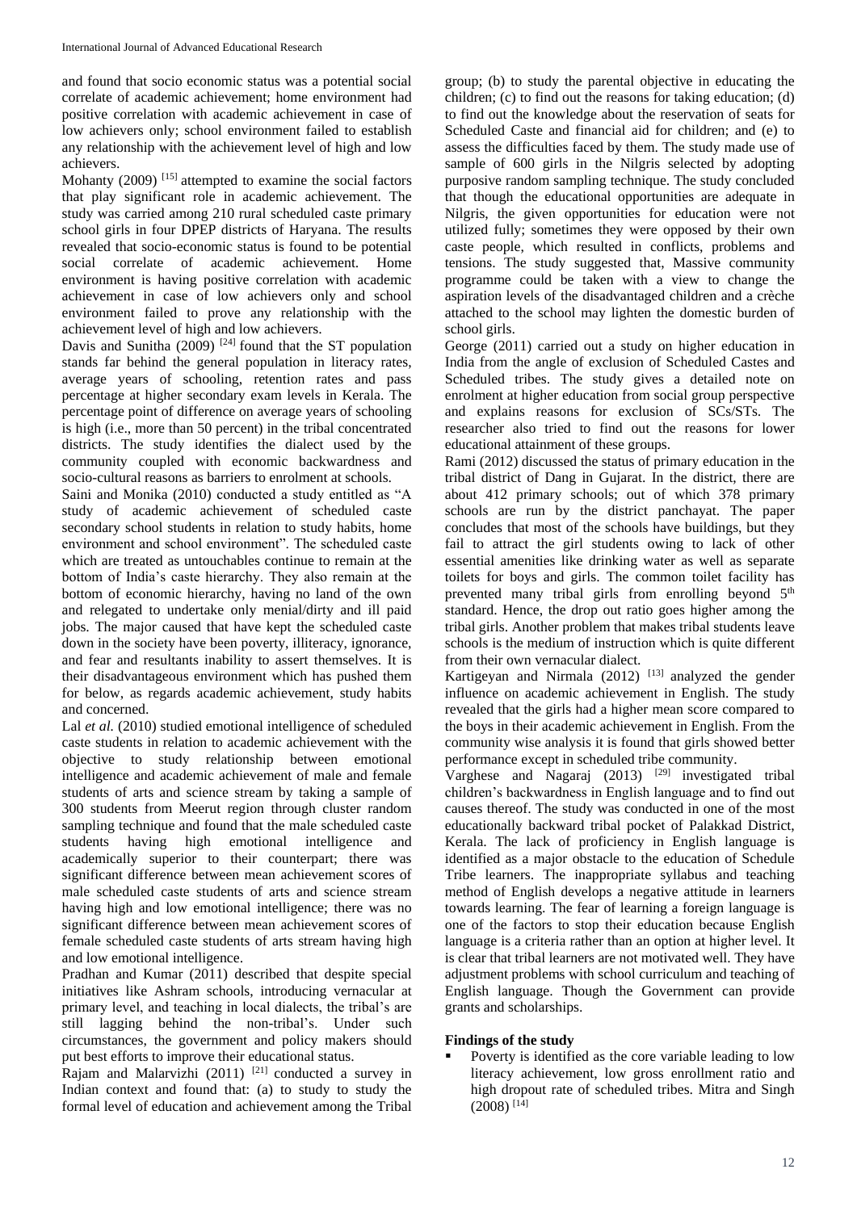and found that socio economic status was a potential social correlate of academic achievement; home environment had positive correlation with academic achievement in case of low achievers only; school environment failed to establish any relationship with the achievement level of high and low achievers.

Mohanty (2009) [15] attempted to examine the social factors that play significant role in academic achievement. The study was carried among 210 rural scheduled caste primary school girls in four DPEP districts of Haryana. The results revealed that socio-economic status is found to be potential social correlate of academic achievement. Home environment is having positive correlation with academic achievement in case of low achievers only and school environment failed to prove any relationship with the achievement level of high and low achievers.

Davis and Sunitha (2009) [24] found that the ST population stands far behind the general population in literacy rates, average years of schooling, retention rates and pass percentage at higher secondary exam levels in Kerala. The percentage point of difference on average years of schooling is high (i.e., more than 50 percent) in the tribal concentrated districts. The study identifies the dialect used by the community coupled with economic backwardness and socio-cultural reasons as barriers to enrolment at schools.

Saini and Monika (2010) conducted a study entitled as "A study of academic achievement of scheduled caste secondary school students in relation to study habits, home environment and school environment". The scheduled caste which are treated as untouchables continue to remain at the bottom of India's caste hierarchy. They also remain at the bottom of economic hierarchy, having no land of the own and relegated to undertake only menial/dirty and ill paid jobs. The major caused that have kept the scheduled caste down in the society have been poverty, illiteracy, ignorance, and fear and resultants inability to assert themselves. It is their disadvantageous environment which has pushed them for below, as regards academic achievement, study habits and concerned.

Lal *et al.* (2010) studied emotional intelligence of scheduled caste students in relation to academic achievement with the objective to study relationship between emotional intelligence and academic achievement of male and female students of arts and science stream by taking a sample of 300 students from Meerut region through cluster random sampling technique and found that the male scheduled caste students having high emotional intelligence and academically superior to their counterpart; there was significant difference between mean achievement scores of male scheduled caste students of arts and science stream having high and low emotional intelligence; there was no significant difference between mean achievement scores of female scheduled caste students of arts stream having high and low emotional intelligence.

Pradhan and Kumar (2011) described that despite special initiatives like Ashram schools, introducing vernacular at primary level, and teaching in local dialects, the tribal's are still lagging behind the non-tribal's. Under such circumstances, the government and policy makers should put best efforts to improve their educational status.

Rajam and Malarvizhi (2011) [21] conducted a survey in Indian context and found that: (a) to study to study the formal level of education and achievement among the Tribal group; (b) to study the parental objective in educating the children; (c) to find out the reasons for taking education; (d) to find out the knowledge about the reservation of seats for Scheduled Caste and financial aid for children; and (e) to assess the difficulties faced by them. The study made use of sample of 600 girls in the Nilgris selected by adopting purposive random sampling technique. The study concluded that though the educational opportunities are adequate in Nilgris, the given opportunities for education were not utilized fully; sometimes they were opposed by their own caste people, which resulted in conflicts, problems and tensions. The study suggested that, Massive community programme could be taken with a view to change the aspiration levels of the disadvantaged children and a crèche attached to the school may lighten the domestic burden of school girls.

George (2011) carried out a study on higher education in India from the angle of exclusion of Scheduled Castes and Scheduled tribes. The study gives a detailed note on enrolment at higher education from social group perspective and explains reasons for exclusion of SCs/STs. The researcher also tried to find out the reasons for lower educational attainment of these groups.

Rami (2012) discussed the status of primary education in the tribal district of Dang in Gujarat. In the district, there are about 412 primary schools; out of which 378 primary schools are run by the district panchayat. The paper concludes that most of the schools have buildings, but they fail to attract the girl students owing to lack of other essential amenities like drinking water as well as separate toilets for boys and girls. The common toilet facility has prevented many tribal girls from enrolling beyond 5th standard. Hence, the drop out ratio goes higher among the tribal girls. Another problem that makes tribal students leave schools is the medium of instruction which is quite different from their own vernacular dialect.

Kartigeyan and Nirmala (2012) [13] analyzed the gender influence on academic achievement in English. The study revealed that the girls had a higher mean score compared to the boys in their academic achievement in English. From the community wise analysis it is found that girls showed better performance except in scheduled tribe community.

Varghese and Nagaraj (2013) [29] investigated tribal children's backwardness in English language and to find out causes thereof. The study was conducted in one of the most educationally backward tribal pocket of Palakkad District, Kerala. The lack of proficiency in English language is identified as a major obstacle to the education of Schedule Tribe learners. The inappropriate syllabus and teaching method of English develops a negative attitude in learners towards learning. The fear of learning a foreign language is one of the factors to stop their education because English language is a criteria rather than an option at higher level. It is clear that tribal learners are not motivated well. They have adjustment problems with school curriculum and teaching of English language. Though the Government can provide grants and scholarships.

## Findings of the study

- Poverty is identified as the core variable leading to low literacy achievement, low gross enrollment ratio and high dropout rate of scheduled tribes. Mitra and Singh (2008) [14]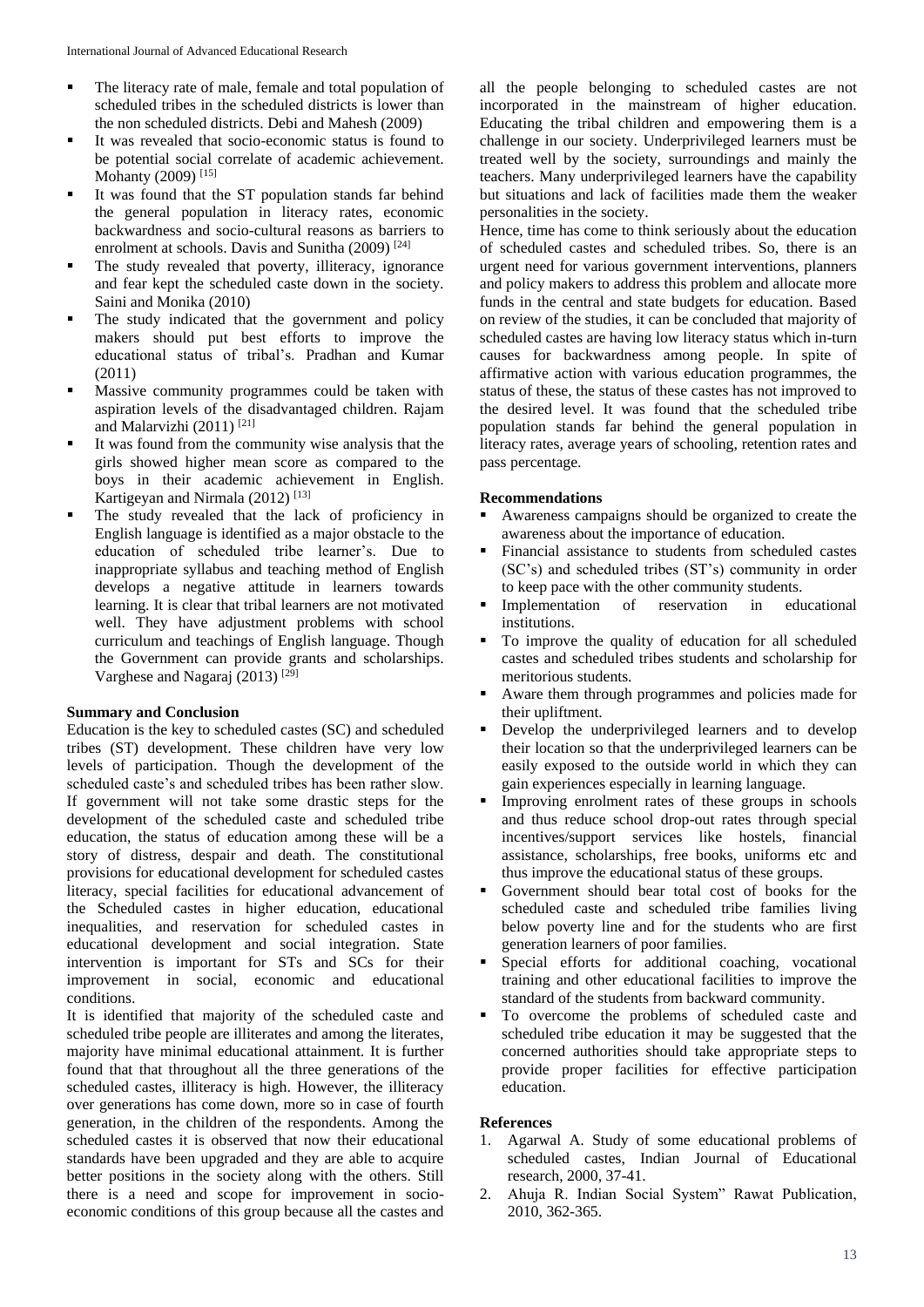- The literacy rate of male, female and total population of scheduled tribes in the scheduled districts is lower than the non scheduled districts. Debi and Mahesh (2009)
- It was revealed that socio-economic status is found to be potential social correlate of academic achievement. Mohanty (2009) [15]
- It was found that the ST population stands far behind the general population in literacy rates, economic backwardness and socio-cultural reasons as barriers to enrolment at schools. Davis and Sunitha (2009) [24]
- The study revealed that poverty, illiteracy, ignorance and fear kept the scheduled caste down in the society. Saini and Monika (2010)
- The study indicated that the government and policy makers should put best efforts to improve the educational status of tribal's. Pradhan and Kumar (2011)
- Massive community programmes could be taken with aspiration levels of the disadvantaged children. Rajam and Malarvizhi (2011) [21]
- It was found from the community wise analysis that the girls showed higher mean score as compared to the boys in their academic achievement in English. Kartigeyan and Nirmala (2012) [13]
- The study revealed that the lack of proficiency in English language is identified as a major obstacle to the education of scheduled tribe learner's. Due to inappropriate syllabus and teaching method of English develops a negative attitude in learners towards learning. It is clear that tribal learners are not motivated well. They have adjustment problems with school curriculum and teachings of English language. Though the Government can provide grants and scholarships. Varghese and Nagaraj (2013) [29]

## Summary and Conclusion

Education is the key to scheduled castes (SC) and scheduled tribes (ST) development. These children have very low levels of participation. Though the development of the scheduled caste's and scheduled tribes has been rather slow. If government will not take some drastic steps for the development of the scheduled caste and scheduled tribe education, the status of education among these will be a story of distress, despair and death. The constitutional provisions for educational development for scheduled castes literacy, special facilities for educational advancement of the Scheduled castes in higher education, educational inequalities, and reservation for scheduled castes in educational development and social integration. State intervention is important for STs and SCs for their improvement in social, economic and educational conditions.

It is identified that majority of the scheduled caste and scheduled tribe people are illiterates and among the literates, majority have minimal educational attainment. It is further found that that throughout all the three generations of the scheduled castes, illiteracy is high. However, the illiteracy over generations has come down, more so in case of fourth generation, in the children of the respondents. Among the scheduled castes it is observed that now their educational standards have been upgraded and they are able to acquire better positions in the society along with the others. Still there is a need and scope for improvement in socio-economic conditions of this group because all the castes and all the people belonging to scheduled castes are not incorporated in the mainstream of higher education. Educating the tribal children and empowering them is a challenge in our society. Underprivileged learners must be treated well by the society, surroundings and mainly the teachers. Many underprivileged learners have the capability but situations and lack of facilities made them the weaker personalities in the society.

Hence, time has come to think seriously about the education of scheduled castes and scheduled tribes. So, there is an urgent need for various government interventions, planners and policy makers to address this problem and allocate more funds in the central and state budgets for education. Based on review of the studies, it can be concluded that majority of scheduled castes are having low literacy status which in-turn causes for backwardness among people. In spite of affirmative action with various education programmes, the status of these, the status of these castes has not improved to the desired level. It was found that the scheduled tribe population stands far behind the general population in literacy rates, average years of schooling, retention rates and pass percentage.

## Recommendations

- Awareness campaigns should be organized to create the awareness about the importance of education.
- Financial assistance to students from scheduled castes (SC's) and scheduled tribes (ST's) community in order to keep pace with the other community students.
- Implementation of reservation in educational institutions.
- To improve the quality of education for all scheduled castes and scheduled tribes students and scholarship for meritorious students.
- Aware them through programmes and policies made for their upliftment.
- Develop the underprivileged learners and to develop their location so that the underprivileged learners can be easily exposed to the outside world in which they can gain experiences especially in learning language.
- Improving enrolment rates of these groups in schools and thus reduce school drop-out rates through special incentives/support services like hostels, financial assistance, scholarships, free books, uniforms etc and thus improve the educational status of these groups.
- Government should bear total cost of books for the scheduled caste and scheduled tribe families living below poverty line and for the students who are first generation learners of poor families.
- Special efforts for additional coaching, vocational training and other educational facilities to improve the standard of the students from backward community.
- To overcome the problems of scheduled caste and scheduled tribe education it may be suggested that the concerned authorities should take appropriate steps to provide proper facilities for effective participation education.

## References

1. Agarwal A. Study of some educational problems of scheduled castes, Indian Journal of Educational research, 2000, 37-41.
2. Ahuja R. Indian Social System" Rawat Publication, 2010, 362-365.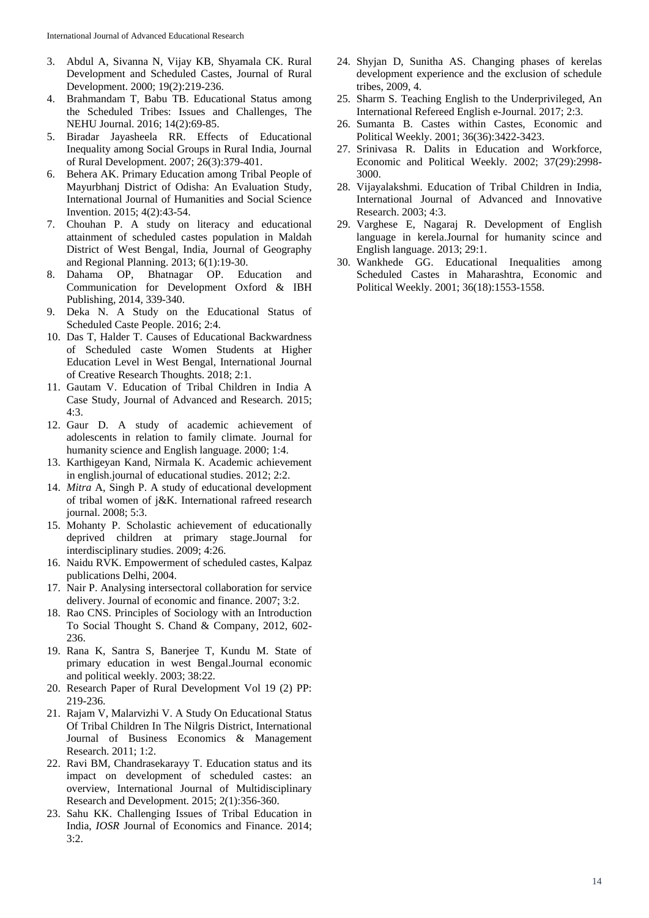3. Abdul A, Sivanna N, Vijay KB, Shyamala CK. Rural Development and Scheduled Castes, Journal of Rural Development. 2000; 19(2):219-236.
4. Brahmandam T, Babu TB. Educational Status among the Scheduled Tribes: Issues and Challenges, The NEHU Journal. 2016; 14(2):69-85.
5. Biradar Jayasheela RR. Effects of Educational Inequality among Social Groups in Rural India, Journal of Rural Development. 2007; 26(3):379-401.
6. Behera AK. Primary Education among Tribal People of Mayurbhanj District of Odisha: An Evaluation Study, International Journal of Humanities and Social Science Invention. 2015; 4(2):43-54.
7. Chouhan P. A study on literacy and educational attainment of scheduled castes population in Maldah District of West Bengal, India, Journal of Geography and Regional Planning. 2013; 6(1):19-30.
8. Dahama OP, Bhatnagar OP. Education and Communication for Development Oxford & IBH Publishing, 2014, 339-340.
9. Deka N. A Study on the Educational Status of Scheduled Caste People. 2016; 2:4.
10. Das T, Halder T. Causes of Educational Backwardness of Scheduled caste Women Students at Higher Education Level in West Bengal, International Journal of Creative Research Thoughts. 2018; 2:1.
11. Gautam V. Education of Tribal Children in India A Case Study, Journal of Advanced and Research. 2015; 4:3.
12. Gaur D. A study of academic achievement of adolescents in relation to family climate. Journal for humanity science and English language. 2000; 1:4.
13. Karthigeyan Kand, Nirmala K. Academic achievement in english.journal of educational studies. 2012; 2:2.
14. *Mitra* A, Singh P. A study of educational development of tribal women of j&K. International rafreed research journal. 2008; 5:3.
15. Mohanty P. Scholastic achievement of educationally deprived children at primary stage.Journal for interdisciplinary studies. 2009; 4:26.
16. Naidu RVK. Empowerment of scheduled castes, Kalpaz publications Delhi, 2004.
17. Nair P. Analysing intersectoral collaboration for service delivery. Journal of economic and finance. 2007; 3:2.
18. Rao CNS. Principles of Sociology with an Introduction To Social Thought S. Chand & Company, 2012, 602-236.
19. Rana K, Santra S, Banerjee T, Kundu M. State of primary education in west Bengal.Journal economic and political weekly. 2003; 38:22.
20. Research Paper of Rural Development Vol 19 (2) PP: 219-236.
21. Rajam V, Malarvizhi V. A Study On Educational Status Of Tribal Children In The Nilgris District, International Journal of Business Economics & Management Research. 2011; 1:2.
22. Ravi BM, Chandrasekarayy T. Education status and its impact on development of scheduled castes: an overview, International Journal of Multidisciplinary Research and Development. 2015; 2(1):356-360.
23. Sahu KK. Challenging Issues of Tribal Education in India, *IOSR* Journal of Economics and Finance. 2014; 3:2.
24. Shyjan D, Sunitha AS. Changing phases of kerelas development experience and the exclusion of schedule tribes, 2009, 4.
25. Sharm S. Teaching English to the Underprivileged, An International Refereed English e-Journal. 2017; 2:3.
26. Sumanta B. Castes within Castes, Economic and Political Weekly. 2001; 36(36):3422-3423.
27. Srinivasa R. Dalits in Education and Workforce, Economic and Political Weekly. 2002; 37(29):2998-3000.
28. Vijayalakshmi. Education of Tribal Children in India, International Journal of Advanced and Innovative Research. 2003; 4:3.
29. Varghese E, Nagaraj R. Development of English language in kerela.Journal for humanity scince and English language. 2013; 29:1.
30. Wankhede GG. Educational Inequalities among Scheduled Castes in Maharashtra, Economic and Political Weekly. 2001; 36(18):1553-1558.